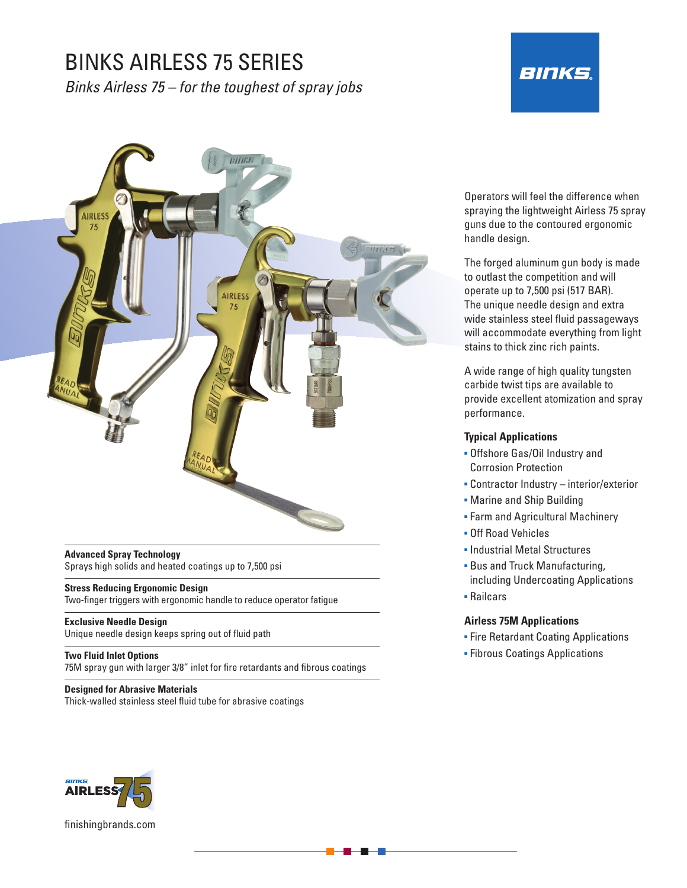# BINKS AIRLESS 75 SERIES

*Binks Airless 75 – for the toughest of spray jobs*

Operators will feel the difference when spraying the lightweight Airless 75 spray guns due to the contoured ergonomic handle design.

The forged aluminum gun body is made to outlast the competition and will operate up to 7,500 psi (517 BAR). The unique needle design and extra wide stainless steel fluid passageways will accommodate everything from light stains to thick zinc rich paints.

A wide range of high quality tungsten carbide twist tips are available to provide excellent atomization and spray performance.

### Typical Applications

- Offshore Gas/Oil Industry and Corrosion Protection
- Contractor Industry – interior/exterior
- Marine and Ship Building
- Farm and Agricultural Machinery
- Off Road Vehicles
- Industrial Metal Structures
- Bus and Truck Manufacturing, including Undercoating Applications
- Railcars

### Airless 75M Applications

- Fire Retardant Coating Applications
- Fibrous Coatings Applications

**Advanced Spray Technology**
Sprays high solids and heated coatings up to 7,500 psi

**Stress Reducing Ergonomic Design**
Two-finger triggers with ergonomic handle to reduce operator fatigue

**Exclusive Needle Design**
Unique needle design keeps spring out of fluid path

**Two Fluid Inlet Options**
75M spray gun with larger 3/8" inlet for fire retardants and fibrous coatings

**Designed for Abrasive Materials**
Thick-walled stainless steel fluid tube for abrasive coatings

finishingbrands.com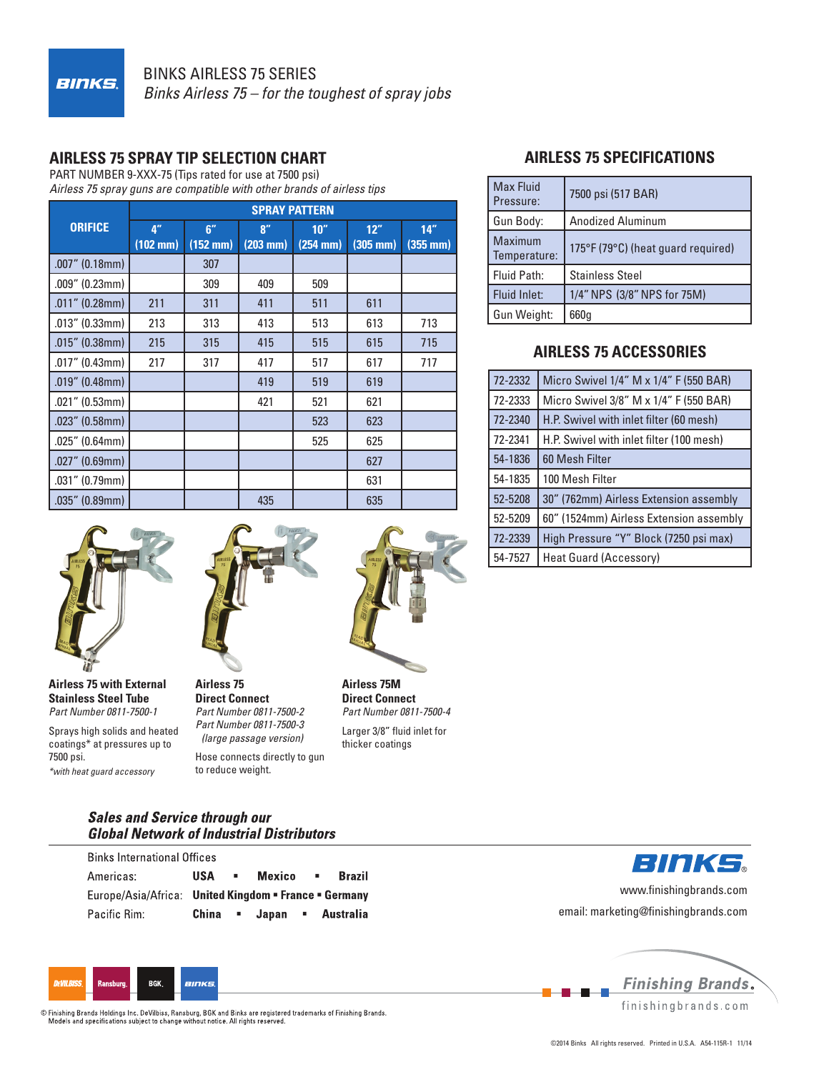BINKS AIRLESS 75 SERIES

*Binks Airless 75 – for the toughest of spray jobs*

## AIRLESS 75 SPRAY TIP SELECTION CHART

PART NUMBER 9-XXX-75 (Tips rated for use at 7500 psi)

*Airless 75 spray guns are compatible with other brands of airless tips*

| ORIFICE | SPRAY PATTERN | | | | | |
|---|---|---|---|---|---|---|
| | 4" (102 mm) | 6" (152 mm) | 8" (203 mm) | 10" (254 mm) | 12" (305 mm) | 14" (355 mm) |
| .007" (0.18mm) | | 307 | | | | |
| .009" (0.23mm) | | 309 | 409 | 509 | | |
| .011" (0.28mm) | 211 | 311 | 411 | 511 | 611 | |
| .013" (0.33mm) | 213 | 313 | 413 | 513 | 613 | 713 |
| .015" (0.38mm) | 215 | 315 | 415 | 515 | 615 | 715 |
| .017" (0.43mm) | 217 | 317 | 417 | 517 | 617 | 717 |
| .019" (0.48mm) | | | 419 | 519 | 619 | |
| .021" (0.53mm) | | | 421 | 521 | 621 | |
| .023" (0.58mm) | | | | 523 | 623 | |
| .025" (0.64mm) | | | | 525 | 625 | |
| .027" (0.69mm) | | | | | 627 | |
| .031" (0.79mm) | | | | | 631 | |
| .035" (0.89mm) | | | 435 | | 635 | |

**Airless 75 with External Stainless Steel Tube**
*Part Number 0811-7500-1*

Sprays high solids and heated coatings* at pressures up to 7500 psi.

*\*with heat guard accessory*

**Airless 75 Direct Connect**
*Part Number 0811-7500-2*
*Part Number 0811-7500-3 (large passage version)*

Hose connects directly to gun to reduce weight.

**Airless 75M Direct Connect**
*Part Number 0811-7500-4*

Larger 3/8" fluid inlet for thicker coatings

## AIRLESS 75 SPECIFICATIONS

| | |
|---|---|
| Max Fluid Pressure: | 7500 psi (517 BAR) |
| Gun Body: | Anodized Aluminum |
| Maximum Temperature: | 175°F (79°C) (heat guard required) |
| Fluid Path: | Stainless Steel |
| Fluid Inlet: | 1/4" NPS (3/8" NPS for 75M) |
| Gun Weight: | 660g |

## AIRLESS 75 ACCESSORIES

| | |
|---|---|
| 72-2332 | Micro Swivel 1/4" M x 1/4" F (550 BAR) |
| 72-2333 | Micro Swivel 3/8" M x 1/4" F (550 BAR) |
| 72-2340 | H.P. Swivel with inlet filter (60 mesh) |
| 72-2341 | H.P. Swivel with inlet filter (100 mesh) |
| 54-1836 | 60 Mesh Filter |
| 54-1835 | 100 Mesh Filter |
| 52-5208 | 30" (762mm) Airless Extension assembly |
| 52-5209 | 60" (1524mm) Airless Extension assembly |
| 72-2339 | High Pressure "Y" Block (7250 psi max) |
| 54-7527 | Heat Guard (Accessory) |

***Sales and Service through our Global Network of Industrial Distributors***

Binks International Offices

| | |
|---|---|
| Americas: | **USA ▪ Mexico ▪ Brazil** |
| Europe/Asia/Africa: | **United Kingdom ▪ France ▪ Germany** |
| Pacific Rim: | **China ▪ Japan ▪ Australia** |

www.finishingbrands.com

email: marketing@finishingbrands.com

Finishing Brands.
finishingbrands.com

© Finishing Brands Holdings Inc. DeVilbiss, Ransburg, BGK and Binks are registered trademarks of Finishing Brands. Models and specifications subject to change without notice. All rights reserved.

©2014 Binks All rights reserved. Printed in U.S.A. A54-115R-1 11/14